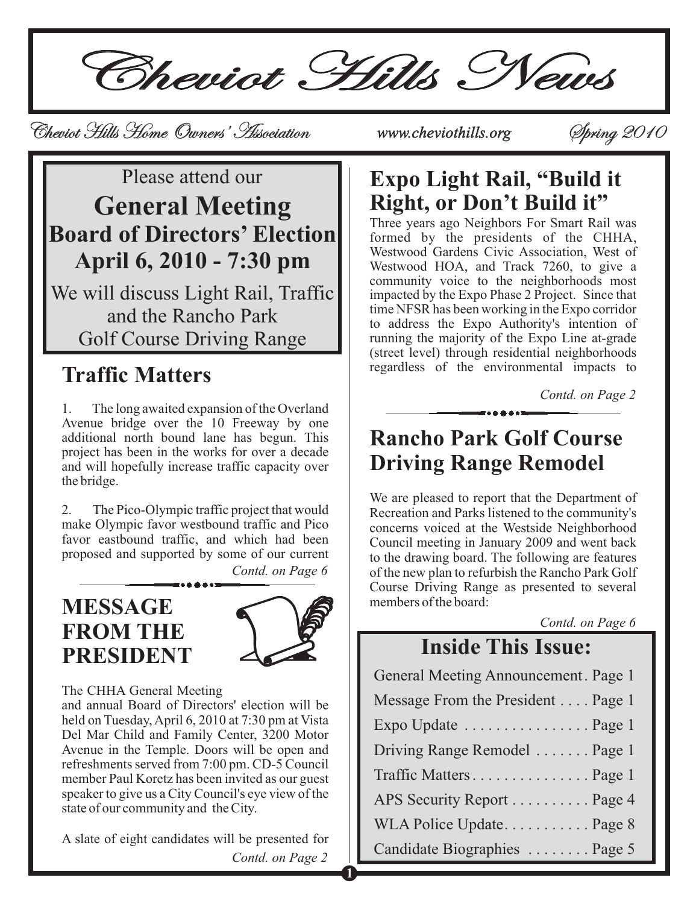# Cheviot Hills News

Cheviot Hills Home Owners' Association www.cheviothills.org Spring 2010

Please attend our

## General Meeting
## Board of Directors' Election
## April 6, 2010 - 7:30 pm

We will discuss Light Rail, Traffic and the Rancho Park Golf Course Driving Range

## Traffic Matters

1. The long awaited expansion of the Overland Avenue bridge over the 10 Freeway by one additional north bound lane has begun. This project has been in the works for over a decade and will hopefully increase traffic capacity over the bridge.

2. The Pico-Olympic traffic project that would make Olympic favor westbound traffic and Pico favor eastbound traffic, and which had been proposed and supported by some of our current

*Contd. on Page 6*

## MESSAGE FROM THE PRESIDENT

The CHHA General Meeting and annual Board of Directors' election will be held on Tuesday, April 6, 2010 at 7:30 pm at Vista Del Mar Child and Family Center, 3200 Motor Avenue in the Temple. Doors will be open and refreshments served from 7:00 pm. CD-5 Council member Paul Koretz has been invited as our guest speaker to give us a City Council's eye view of the state of our community and the City.

A slate of eight candidates will be presented for

*Contd. on Page 2*

## Expo Light Rail, "Build it Right, or Don't Build it"

Three years ago Neighbors For Smart Rail was formed by the presidents of the CHHA, Westwood Gardens Civic Association, West of Westwood HOA, and Track 7260, to give a community voice to the neighborhoods most impacted by the Expo Phase 2 Project. Since that time NFSR has been working in the Expo corridor to address the Expo Authority's intention of running the majority of the Expo Line at-grade (street level) through residential neighborhoods regardless of the environmental impacts to

*Contd. on Page 2*

## Rancho Park Golf Course Driving Range Remodel

We are pleased to report that the Department of Recreation and Parks listened to the community's concerns voiced at the Westside Neighborhood Council meeting in January 2009 and went back to the drawing board. The following are features of the new plan to refurbish the Rancho Park Golf Course Driving Range as presented to several members of the board:

*Contd. on Page 6*

## Inside This Issue:

| | |
|---|---|
| General Meeting Announcement | Page 1 |
| Message From the President | Page 1 |
| Expo Update | Page 1 |
| Driving Range Remodel | Page 1 |
| Traffic Matters | Page 1 |
| APS Security Report | Page 4 |
| WLA Police Update | Page 8 |
| Candidate Biographies | Page 5 |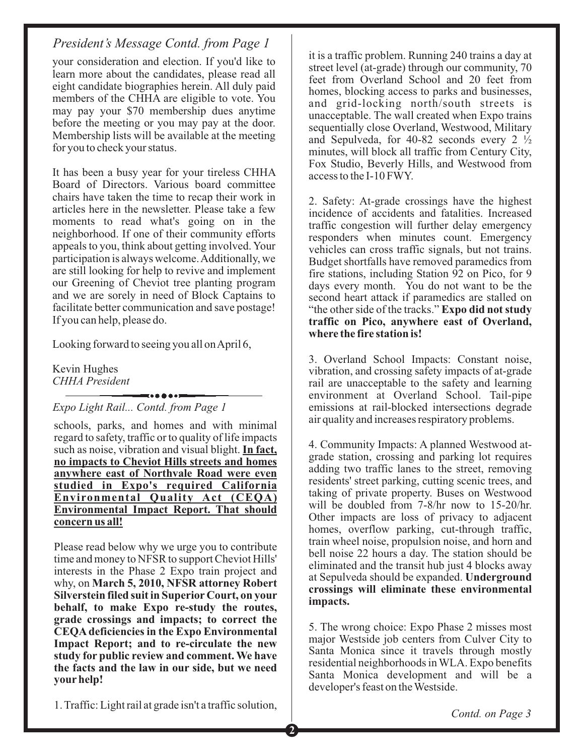*President's Message Contd. from Page 1*

your consideration and election. If you'd like to learn more about the candidates, please read all eight candidate biographies herein. All duly paid members of the CHHA are eligible to vote. You may pay your $70 membership dues anytime before the meeting or you may pay at the door. Membership lists will be available at the meeting for you to check your status.

It has been a busy year for your tireless CHHA Board of Directors. Various board committee chairs have taken the time to recap their work in articles here in the newsletter. Please take a few moments to read what's going on in the neighborhood. If one of their community efforts appeals to you, think about getting involved. Your participation is always welcome. Additionally, we are still looking for help to revive and implement our Greening of Cheviot tree planting program and we are sorely in need of Block Captains to facilitate better communication and save postage! If you can help, please do.

Looking forward to seeing you all on April 6,

Kevin Hughes
*CHHA President*

---

*Expo Light Rail... Contd. from Page 1*

schools, parks, and homes and with minimal regard to safety, traffic or to quality of life impacts such as noise, vibration and visual blight. **In fact, no impacts to Cheviot Hills streets and homes anywhere east of Northvale Road were even studied in Expo's required California Environmental Quality Act (CEQA) Environmental Impact Report. That should concern us all!**

Please read below why we urge you to contribute time and money to NFSR to support Cheviot Hills' interests in the Phase 2 Expo train project and why, on **March 5, 2010, NFSR attorney Robert Silverstein filed suit in Superior Court, on your behalf, to make Expo re-study the routes, grade crossings and impacts; to correct the CEQA deficiencies in the Expo Environmental Impact Report; and to re-circulate the new study for public review and comment. We have the facts and the law in our side, but we need your help!**

1. Traffic: Light rail at grade isn't a traffic solution, it is a traffic problem. Running 240 trains a day at street level (at-grade) through our community, 70 feet from Overland School and 20 feet from homes, blocking access to parks and businesses, and grid-locking north/south streets is unacceptable. The wall created when Expo trains sequentially close Overland, Westwood, Military and Sepulveda, for 40-82 seconds every 2 ½ minutes, will block all traffic from Century City, Fox Studio, Beverly Hills, and Westwood from access to the I-10 FWY.

2. Safety: At-grade crossings have the highest incidence of accidents and fatalities. Increased traffic congestion will further delay emergency responders when minutes count. Emergency vehicles can cross traffic signals, but not trains. Budget shortfalls have removed paramedics from fire stations, including Station 92 on Pico, for 9 days every month. You do not want to be the second heart attack if paramedics are stalled on "the other side of the tracks." **Expo did not study traffic on Pico, anywhere east of Overland, where the fire station is!**

3. Overland School Impacts: Constant noise, vibration, and crossing safety impacts of at-grade rail are unacceptable to the safety and learning environment at Overland School. Tail-pipe emissions at rail-blocked intersections degrade air quality and increases respiratory problems.

4. Community Impacts: A planned Westwood at-grade station, crossing and parking lot requires adding two traffic lanes to the street, removing residents' street parking, cutting scenic trees, and taking of private property. Buses on Westwood will be doubled from 7-8/hr now to 15-20/hr. Other impacts are loss of privacy to adjacent homes, overflow parking, cut-through traffic, train wheel noise, propulsion noise, and horn and bell noise 22 hours a day. The station should be eliminated and the transit hub just 4 blocks away at Sepulveda should be expanded. **Underground crossings will eliminate these environmental impacts.**

5. The wrong choice: Expo Phase 2 misses most major Westside job centers from Culver City to Santa Monica since it travels through mostly residential neighborhoods in WLA. Expo benefits Santa Monica development and will be a developer's feast on the Westside.

*Contd. on Page 3*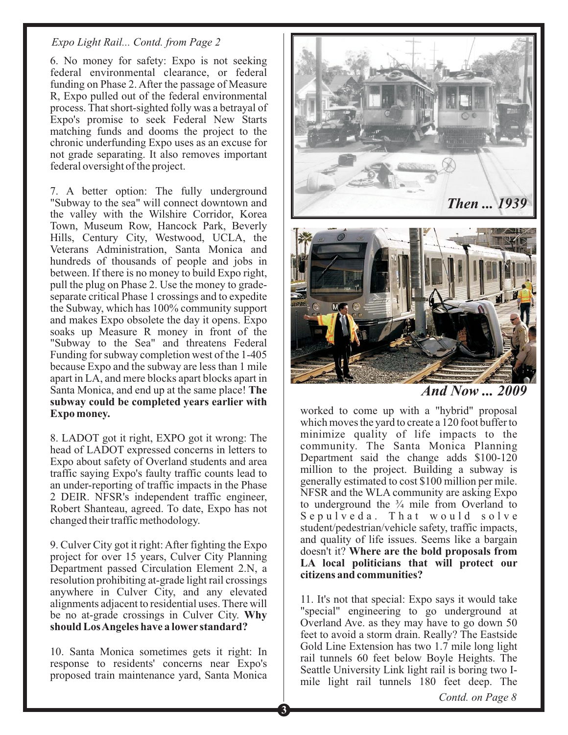*Expo Light Rail... Contd. from Page 2*

6. No money for safety: Expo is not seeking federal environmental clearance, or federal funding on Phase 2. After the passage of Measure R, Expo pulled out of the federal environmental process. That short-sighted folly was a betrayal of Expo's promise to seek Federal New Starts matching funds and dooms the project to the chronic underfunding Expo uses as an excuse for not grade separating. It also removes important federal oversight of the project.

7. A better option: The fully underground "Subway to the sea" will connect downtown and the valley with the Wilshire Corridor, Korea Town, Museum Row, Hancock Park, Beverly Hills, Century City, Westwood, UCLA, the Veterans Administration, Santa Monica and hundreds of thousands of people and jobs in between. If there is no money to build Expo right, pull the plug on Phase 2. Use the money to grade-separate critical Phase 1 crossings and to expedite the Subway, which has 100% community support and makes Expo obsolete the day it opens. Expo soaks up Measure R money in front of the "Subway to the Sea" and threatens Federal Funding for subway completion west of the 1-405 because Expo and the subway are less than 1 mile apart in LA, and mere blocks apart blocks apart in Santa Monica, and end up at the same place! **The subway could be completed years earlier with Expo money.**

8. LADOT got it right, EXPO got it wrong: The head of LADOT expressed concerns in letters to Expo about safety of Overland students and area traffic saying Expo's faulty traffic counts lead to an under-reporting of traffic impacts in the Phase 2 DEIR. NFSR's independent traffic engineer, Robert Shanteau, agreed. To date, Expo has not changed their traffic methodology.

9. Culver City got it right: After fighting the Expo project for over 15 years, Culver City Planning Department passed Circulation Element 2.N, a resolution prohibiting at-grade light rail crossings anywhere in Culver City, and any elevated alignments adjacent to residential uses. There will be no at-grade crossings in Culver City. **Why should Los Angeles have a lower standard?**

10. Santa Monica sometimes gets it right: In response to residents' concerns near Expo's proposed train maintenance yard, Santa Monica worked to come up with a "hybrid" proposal which moves the yard to create a 120 foot buffer to minimize quality of life impacts to the community. The Santa Monica Planning Department said the change adds \$100-120 million to the project. Building a subway is generally estimated to cost \$100 million per mile. NFSR and the WLA community are asking Expo to underground the ¾ mile from Overland to Sepulveda. That would solve student/pedestrian/vehicle safety, traffic impacts, and quality of life issues. Seems like a bargain doesn't it? **Where are the bold proposals from LA local politicians that will protect our citizens and communities?**

*Then ... 1939*

*And Now ... 2009*

11. It's not that special: Expo says it would take "special" engineering to go underground at Overland Ave. as they may have to go down 50 feet to avoid a storm drain. Really? The Eastside Gold Line Extension has two 1.7 mile long light rail tunnels 60 feet below Boyle Heights. The Seattle University Link light rail is boring two I-mile light rail tunnels 180 feet deep. The

*Contd. on Page 8*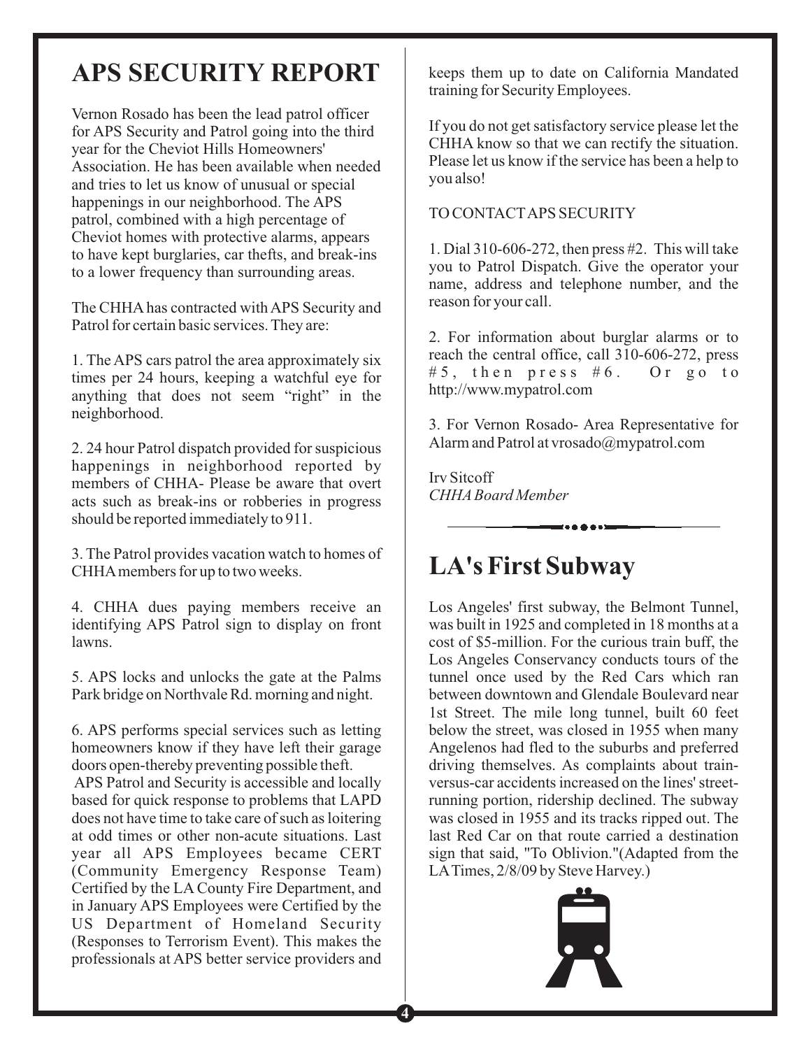## APS SECURITY REPORT

Vernon Rosado has been the lead patrol officer for APS Security and Patrol going into the third year for the Cheviot Hills Homeowners' Association. He has been available when needed and tries to let us know of unusual or special happenings in our neighborhood. The APS patrol, combined with a high percentage of Cheviot homes with protective alarms, appears to have kept burglaries, car thefts, and break-ins to a lower frequency than surrounding areas.

The CHHA has contracted with APS Security and Patrol for certain basic services. They are:

1. The APS cars patrol the area approximately six times per 24 hours, keeping a watchful eye for anything that does not seem "right" in the neighborhood.

2. 24 hour Patrol dispatch provided for suspicious happenings in neighborhood reported by members of CHHA- Please be aware that overt acts such as break-ins or robberies in progress should be reported immediately to 911.

3. The Patrol provides vacation watch to homes of CHHA members for up to two weeks.

4. CHHA dues paying members receive an identifying APS Patrol sign to display on front lawns.

5. APS locks and unlocks the gate at the Palms Park bridge on Northvale Rd. morning and night.

6. APS performs special services such as letting homeowners know if they have left their garage doors open-thereby preventing possible theft.

APS Patrol and Security is accessible and locally based for quick response to problems that LAPD does not have time to take care of such as loitering at odd times or other non-acute situations. Last year all APS Employees became CERT (Community Emergency Response Team) Certified by the LA County Fire Department, and in January APS Employees were Certified by the US Department of Homeland Security (Responses to Terrorism Event). This makes the professionals at APS better service providers and keeps them up to date on California Mandated training for Security Employees.

If you do not get satisfactory service please let the CHHA know so that we can rectify the situation. Please let us know if the service has been a help to you also!

TO CONTACT APS SECURITY

1. Dial 310-606-272, then press #2. This will take you to Patrol Dispatch. Give the operator your name, address and telephone number, and the reason for your call.

2. For information about burglar alarms or to reach the central office, call 310-606-272, press #5, then press #6. Or go to http://www.mypatrol.com

3. For Vernon Rosado- Area Representative for Alarm and Patrol at vrosado@mypatrol.com

Irv Sitcoff
*CHHA Board Member*

## LA's First Subway

Los Angeles' first subway, the Belmont Tunnel, was built in 1925 and completed in 18 months at a cost of $5-million. For the curious train buff, the Los Angeles Conservancy conducts tours of the tunnel once used by the Red Cars which ran between downtown and Glendale Boulevard near 1st Street. The mile long tunnel, built 60 feet below the street, was closed in 1955 when many Angelenos had fled to the suburbs and preferred driving themselves. As complaints about train-versus-car accidents increased on the lines' street-running portion, ridership declined. The subway was closed in 1955 and its tracks ripped out. The last Red Car on that route carried a destination sign that said, "To Oblivion."(Adapted from the LA Times, 2/8/09 by Steve Harvey.)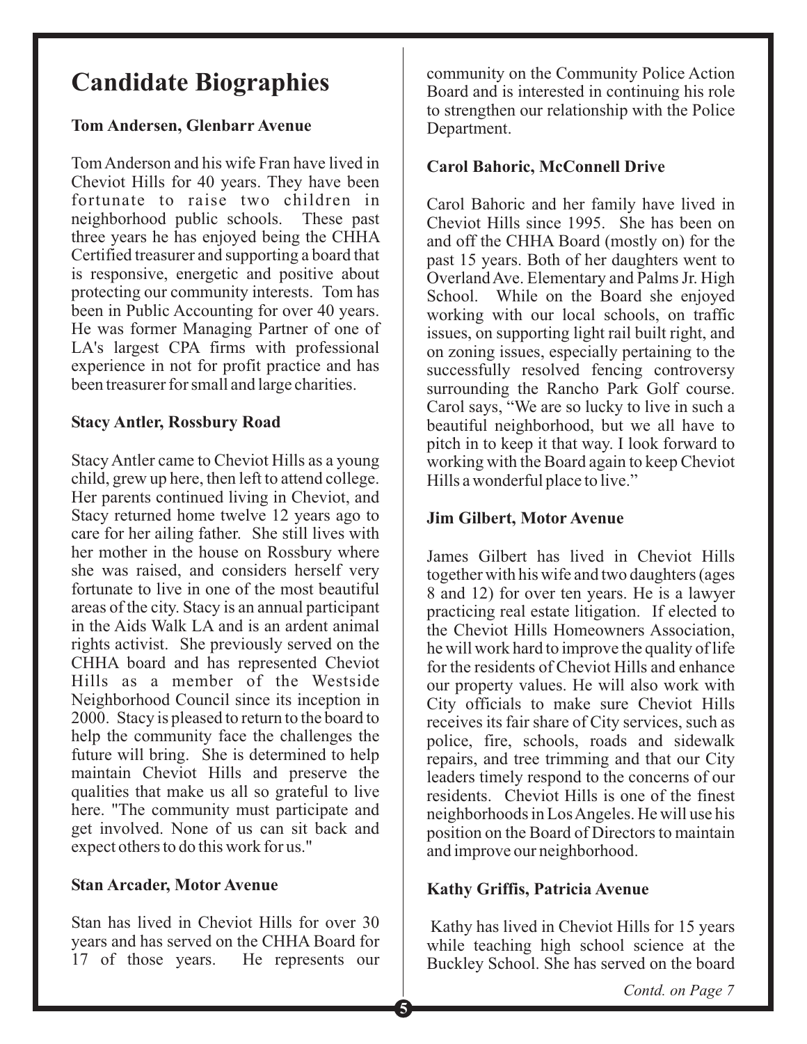# Candidate Biographies

**Tom Andersen, Glenbarr Avenue**

Tom Anderson and his wife Fran have lived in Cheviot Hills for 40 years. They have been fortunate to raise two children in neighborhood public schools. These past three years he has enjoyed being the CHHA Certified treasurer and supporting a board that is responsive, energetic and positive about protecting our community interests. Tom has been in Public Accounting for over 40 years. He was former Managing Partner of one of LA's largest CPA firms with professional experience in not for profit practice and has been treasurer for small and large charities.

**Stacy Antler, Rossbury Road**

Stacy Antler came to Cheviot Hills as a young child, grew up here, then left to attend college. Her parents continued living in Cheviot, and Stacy returned home twelve 12 years ago to care for her ailing father. She still lives with her mother in the house on Rossbury where she was raised, and considers herself very fortunate to live in one of the most beautiful areas of the city. Stacy is an annual participant in the Aids Walk LA and is an ardent animal rights activist. She previously served on the CHHA board and has represented Cheviot Hills as a member of the Westside Neighborhood Council since its inception in 2000. Stacy is pleased to return to the board to help the community face the challenges the future will bring. She is determined to help maintain Cheviot Hills and preserve the qualities that make us all so grateful to live here. "The community must participate and get involved. None of us can sit back and expect others to do this work for us."

**Stan Arcader, Motor Avenue**

Stan has lived in Cheviot Hills for over 30 years and has served on the CHHA Board for 17 of those years. He represents our community on the Community Police Action Board and is interested in continuing his role to strengthen our relationship with the Police Department.

**Carol Bahoric, McConnell Drive**

Carol Bahoric and her family have lived in Cheviot Hills since 1995. She has been on and off the CHHA Board (mostly on) for the past 15 years. Both of her daughters went to Overland Ave. Elementary and Palms Jr. High School. While on the Board she enjoyed working with our local schools, on traffic issues, on supporting light rail built right, and on zoning issues, especially pertaining to the successfully resolved fencing controversy surrounding the Rancho Park Golf course. Carol says, "We are so lucky to live in such a beautiful neighborhood, but we all have to pitch in to keep it that way. I look forward to working with the Board again to keep Cheviot Hills a wonderful place to live."

**Jim Gilbert, Motor Avenue**

James Gilbert has lived in Cheviot Hills together with his wife and two daughters (ages 8 and 12) for over ten years. He is a lawyer practicing real estate litigation. If elected to the Cheviot Hills Homeowners Association, he will work hard to improve the quality of life for the residents of Cheviot Hills and enhance our property values. He will also work with City officials to make sure Cheviot Hills receives its fair share of City services, such as police, fire, schools, roads and sidewalk repairs, and tree trimming and that our City leaders timely respond to the concerns of our residents. Cheviot Hills is one of the finest neighborhoods in Los Angeles. He will use his position on the Board of Directors to maintain and improve our neighborhood.

**Kathy Griffis, Patricia Avenue**

Kathy has lived in Cheviot Hills for 15 years while teaching high school science at the Buckley School. She has served on the board

*Contd. on Page 7*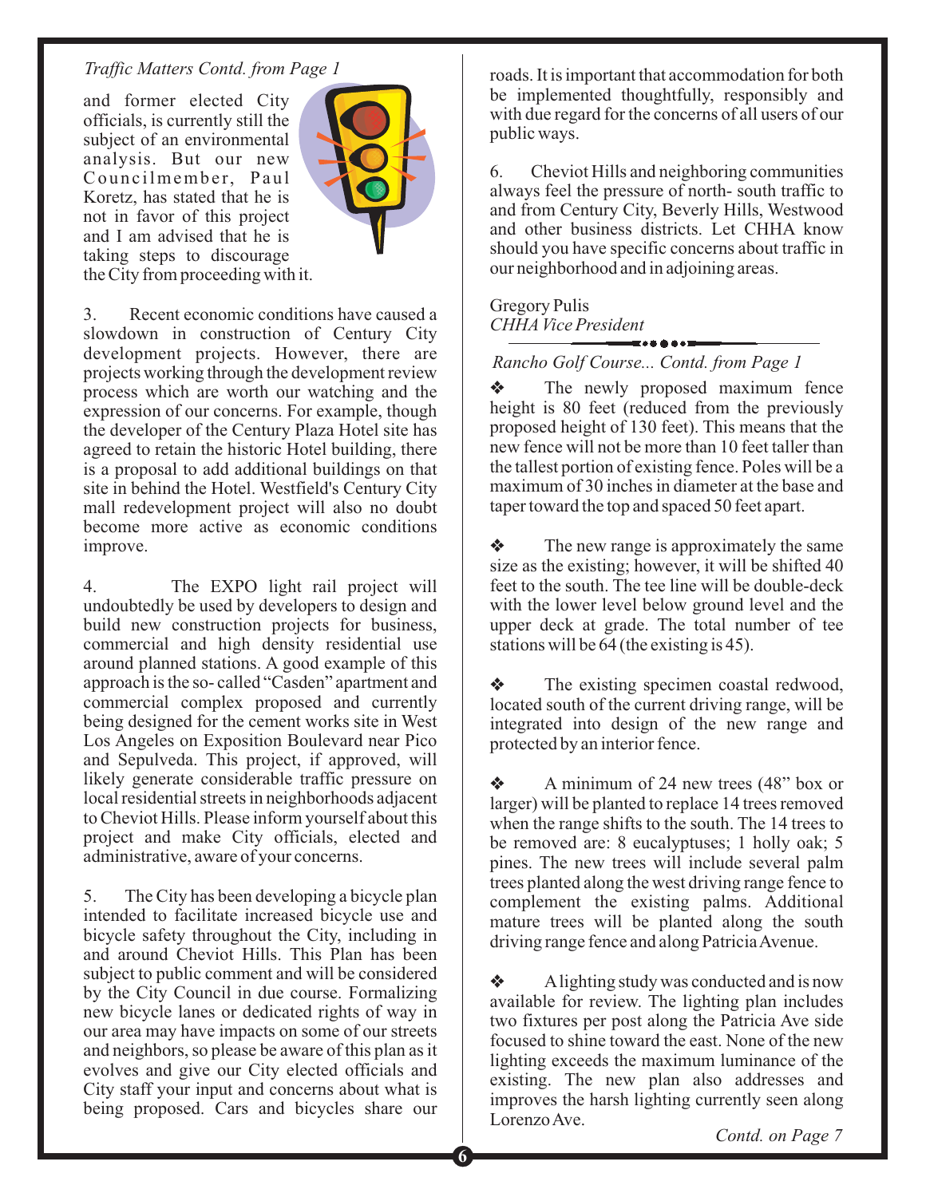*Traffic Matters Contd. from Page 1*

and former elected City officials, is currently still the subject of an environmental analysis. But our new Councilmember, Paul Koretz, has stated that he is not in favor of this project and I am advised that he is taking steps to discourage the City from proceeding with it.

3. Recent economic conditions have caused a slowdown in construction of Century City development projects. However, there are projects working through the development review process which are worth our watching and the expression of our concerns. For example, though the developer of the Century Plaza Hotel site has agreed to retain the historic Hotel building, there is a proposal to add additional buildings on that site in behind the Hotel. Westfield's Century City mall redevelopment project will also no doubt become more active as economic conditions improve.

4. The EXPO light rail project will undoubtedly be used by developers to design and build new construction projects for business, commercial and high density residential use around planned stations. A good example of this approach is the so- called "Casden" apartment and commercial complex proposed and currently being designed for the cement works site in West Los Angeles on Exposition Boulevard near Pico and Sepulveda. This project, if approved, will likely generate considerable traffic pressure on local residential streets in neighborhoods adjacent to Cheviot Hills. Please inform yourself about this project and make City officials, elected and administrative, aware of your concerns.

5. The City has been developing a bicycle plan intended to facilitate increased bicycle use and bicycle safety throughout the City, including in and around Cheviot Hills. This Plan has been subject to public comment and will be considered by the City Council in due course. Formalizing new bicycle lanes or dedicated rights of way in our area may have impacts on some of our streets and neighbors, so please be aware of this plan as it evolves and give our City elected officials and City staff your input and concerns about what is being proposed. Cars and bicycles share our roads. It is important that accommodation for both be implemented thoughtfully, responsibly and with due regard for the concerns of all users of our public ways.

6. Cheviot Hills and neighboring communities always feel the pressure of north- south traffic to and from Century City, Beverly Hills, Westwood and other business districts. Let CHHA know should you have specific concerns about traffic in our neighborhood and in adjoining areas.

Gregory Pulis
*CHHA Vice President*

*Rancho Golf Course... Contd. from Page 1*

❖ The newly proposed maximum fence height is 80 feet (reduced from the previously proposed height of 130 feet). This means that the new fence will not be more than 10 feet taller than the tallest portion of existing fence. Poles will be a maximum of 30 inches in diameter at the base and taper toward the top and spaced 50 feet apart.

❖ The new range is approximately the same size as the existing; however, it will be shifted 40 feet to the south. The tee line will be double-deck with the lower level below ground level and the upper deck at grade. The total number of tee stations will be 64 (the existing is 45).

❖ The existing specimen coastal redwood, located south of the current driving range, will be integrated into design of the new range and protected by an interior fence.

❖ A minimum of 24 new trees (48" box or larger) will be planted to replace 14 trees removed when the range shifts to the south. The 14 trees to be removed are: 8 eucalyptuses; 1 holly oak; 5 pines. The new trees will include several palm trees planted along the west driving range fence to complement the existing palms. Additional mature trees will be planted along the south driving range fence and along Patricia Avenue.

❖ A lighting study was conducted and is now available for review. The lighting plan includes two fixtures per post along the Patricia Ave side focused to shine toward the east. None of the new lighting exceeds the maximum luminance of the existing. The new plan also addresses and improves the harsh lighting currently seen along Lorenzo Ave.

*Contd. on Page 7*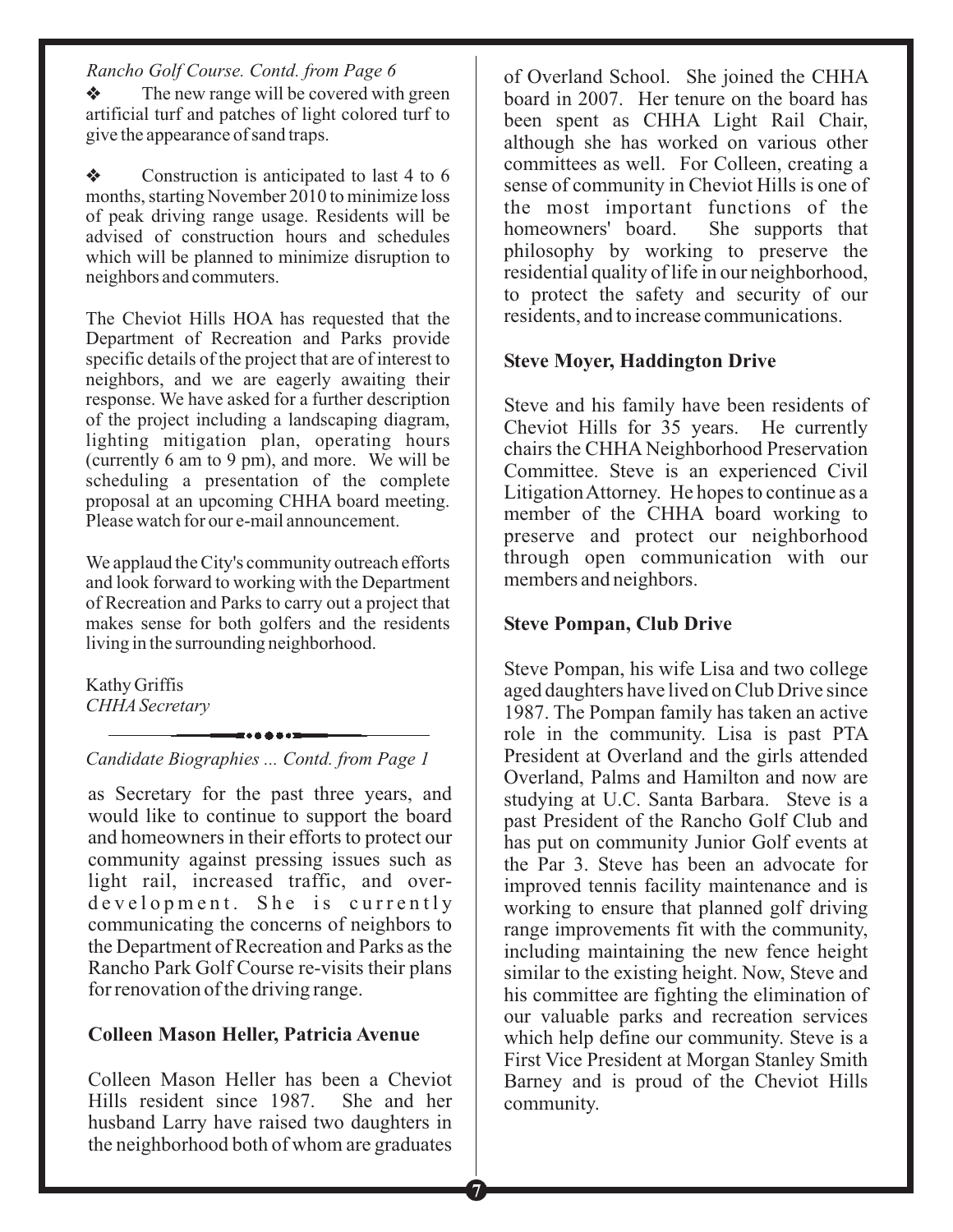*Rancho Golf Course. Contd. from Page 6*

❖ The new range will be covered with green artificial turf and patches of light colored turf to give the appearance of sand traps.

❖ Construction is anticipated to last 4 to 6 months, starting November 2010 to minimize loss of peak driving range usage. Residents will be advised of construction hours and schedules which will be planned to minimize disruption to neighbors and commuters.

The Cheviot Hills HOA has requested that the Department of Recreation and Parks provide specific details of the project that are of interest to neighbors, and we are eagerly awaiting their response. We have asked for a further description of the project including a landscaping diagram, lighting mitigation plan, operating hours (currently 6 am to 9 pm), and more. We will be scheduling a presentation of the complete proposal at an upcoming CHHA board meeting. Please watch for our e-mail announcement.

We applaud the City's community outreach efforts and look forward to working with the Department of Recreation and Parks to carry out a project that makes sense for both golfers and the residents living in the surrounding neighborhood.

Kathy Griffis
*CHHA Secretary*

---

*Candidate Biographies ... Contd. from Page 1*

as Secretary for the past three years, and would like to continue to support the board and homeowners in their efforts to protect our community against pressing issues such as light rail, increased traffic, and over-development. She is currently communicating the concerns of neighbors to the Department of Recreation and Parks as the Rancho Park Golf Course re-visits their plans for renovation of the driving range.

**Colleen Mason Heller, Patricia Avenue**

Colleen Mason Heller has been a Cheviot Hills resident since 1987. She and her husband Larry have raised two daughters in the neighborhood both of whom are graduates of Overland School. She joined the CHHA board in 2007. Her tenure on the board has been spent as CHHA Light Rail Chair, although she has worked on various other committees as well. For Colleen, creating a sense of community in Cheviot Hills is one of the most important functions of the homeowners' board. She supports that philosophy by working to preserve the residential quality of life in our neighborhood, to protect the safety and security of our residents, and to increase communications.

**Steve Moyer, Haddington Drive**

Steve and his family have been residents of Cheviot Hills for 35 years. He currently chairs the CHHA Neighborhood Preservation Committee. Steve is an experienced Civil Litigation Attorney. He hopes to continue as a member of the CHHA board working to preserve and protect our neighborhood through open communication with our members and neighbors.

**Steve Pompan, Club Drive**

Steve Pompan, his wife Lisa and two college aged daughters have lived on Club Drive since 1987. The Pompan family has taken an active role in the community. Lisa is past PTA President at Overland and the girls attended Overland, Palms and Hamilton and now are studying at U.C. Santa Barbara. Steve is a past President of the Rancho Golf Club and has put on community Junior Golf events at the Par 3. Steve has been an advocate for improved tennis facility maintenance and is working to ensure that planned golf driving range improvements fit with the community, including maintaining the new fence height similar to the existing height. Now, Steve and his committee are fighting the elimination of our valuable parks and recreation services which help define our community. Steve is a First Vice President at Morgan Stanley Smith Barney and is proud of the Cheviot Hills community.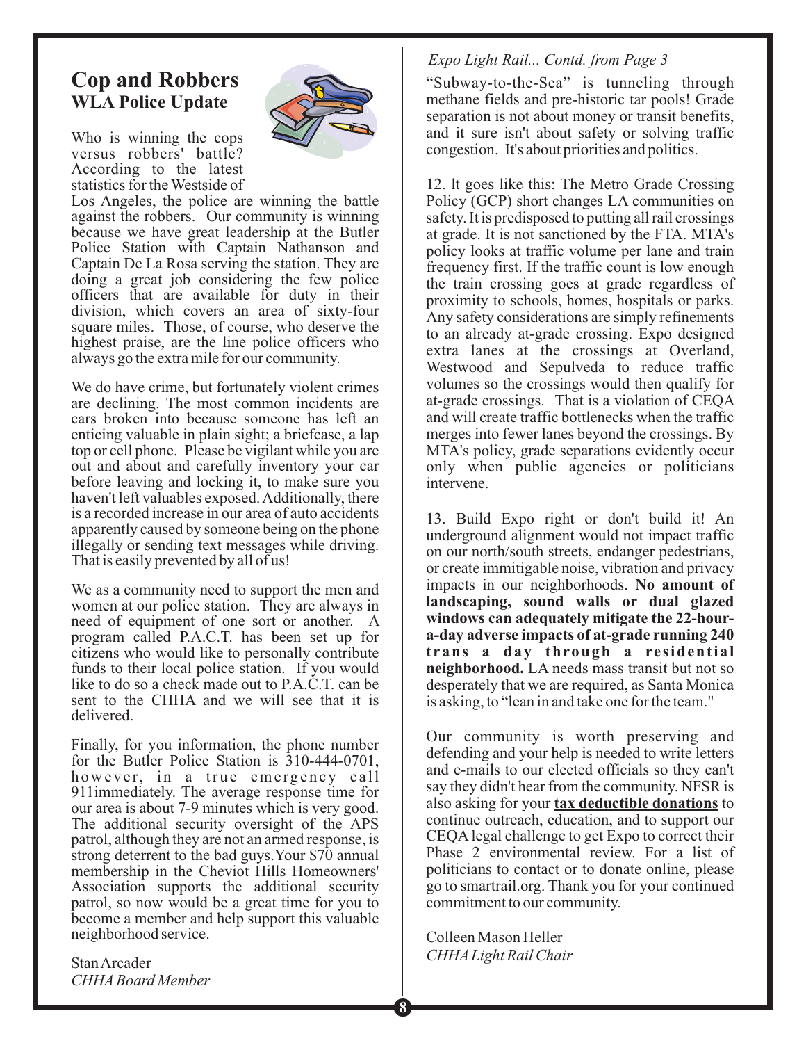## Cop and Robbers
### WLA Police Update

Who is winning the cops versus robbers' battle? According to the latest statistics for the Westside of Los Angeles, the police are winning the battle against the robbers. Our community is winning because we have great leadership at the Butler Police Station with Captain Nathanson and Captain De La Rosa serving the station. They are doing a great job considering the few police officers that are available for duty in their division, which covers an area of sixty-four square miles. Those, of course, who deserve the highest praise, are the line police officers who always go the extra mile for our community.

We do have crime, but fortunately violent crimes are declining. The most common incidents are cars broken into because someone has left an enticing valuable in plain sight; a briefcase, a lap top or cell phone. Please be vigilant while you are out and about and carefully inventory your car before leaving and locking it, to make sure you haven't left valuables exposed. Additionally, there is a recorded increase in our area of auto accidents apparently caused by someone being on the phone illegally or sending text messages while driving. That is easily prevented by all of us!

We as a community need to support the men and women at our police station. They are always in need of equipment of one sort or another. A program called P.A.C.T. has been set up for citizens who would like to personally contribute funds to their local police station. If you would like to do so a check made out to P.A.C.T. can be sent to the CHHA and we will see that it is delivered.

Finally, for you information, the phone number for the Butler Police Station is 310-444-0701, however, in a true emergency call 911immediately. The average response time for our area is about 7-9 minutes which is very good. The additional security oversight of the APS patrol, although they are not an armed response, is strong deterrent to the bad guys.Your $70 annual membership in the Cheviot Hills Homeowners' Association supports the additional security patrol, so now would be a great time for you to become a member and help support this valuable neighborhood service.

Stan Arcader
*CHHA Board Member*

*Expo Light Rail... Contd. from Page 3*

"Subway-to-the-Sea" is tunneling through methane fields and pre-historic tar pools! Grade separation is not about money or transit benefits, and it sure isn't about safety or solving traffic congestion. It's about priorities and politics.

12. lt goes like this: The Metro Grade Crossing Policy (GCP) short changes LA communities on safety. It is predisposed to putting all rail crossings at grade. It is not sanctioned by the FTA. MTA's policy looks at traffic volume per lane and train frequency first. If the traffic count is low enough the train crossing goes at grade regardless of proximity to schools, homes, hospitals or parks. Any safety considerations are simply refinements to an already at-grade crossing. Expo designed extra lanes at the crossings at Overland, Westwood and Sepulveda to reduce traffic volumes so the crossings would then qualify for at-grade crossings. That is a violation of CEQA and will create traffic bottlenecks when the traffic merges into fewer lanes beyond the crossings. By MTA's policy, grade separations evidently occur only when public agencies or politicians intervene.

13. Build Expo right or don't build it! An underground alignment would not impact traffic on our north/south streets, endanger pedestrians, or create immitigable noise, vibration and privacy impacts in our neighborhoods. **No amount of landscaping, sound walls or dual glazed windows can adequately mitigate the 22-hour-a-day adverse impacts of at-grade running 240 trans a day through a residential neighborhood.** LA needs mass transit but not so desperately that we are required, as Santa Monica is asking, to "lean in and take one for the team."

Our community is worth preserving and defending and your help is needed to write letters and e-mails to our elected officials so they can't say they didn't hear from the community. NFSR is also asking for your **tax deductible donations** to continue outreach, education, and to support our CEQA legal challenge to get Expo to correct their Phase 2 environmental review. For a list of politicians to contact or to donate online, please go to smartrail.org. Thank you for your continued commitment to our community.

Colleen Mason Heller
*CHHA Light Rail Chair*